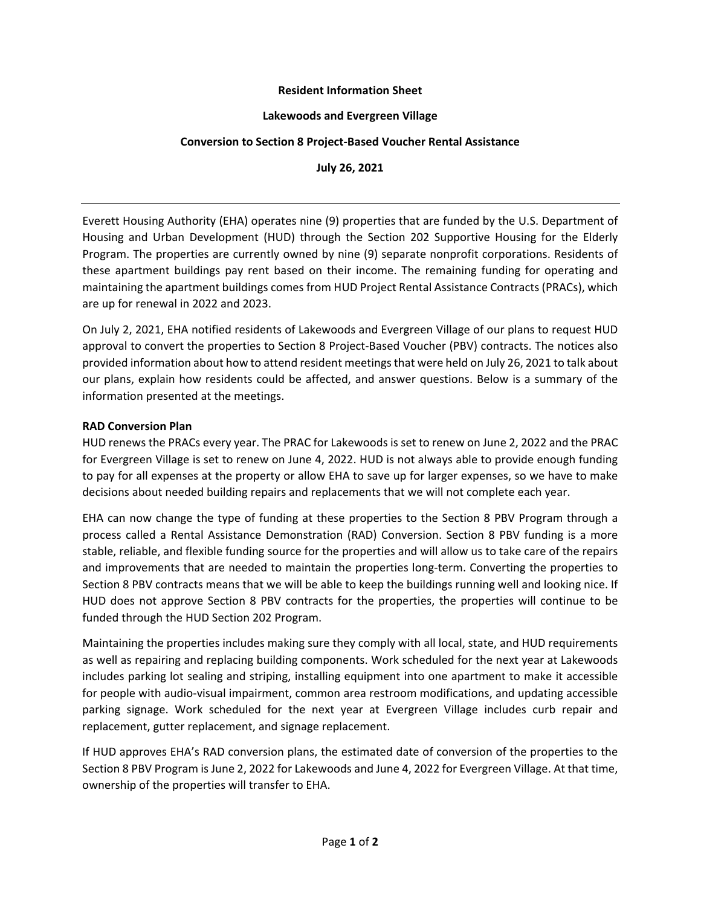**Resident Information Sheet**

**Lakewoods and Evergreen Village**

**Conversion to Section 8 Project-Based Voucher Rental Assistance**

**July 26, 2021**

---

Everett Housing Authority (EHA) operates nine (9) properties that are funded by the U.S. Department of Housing and Urban Development (HUD) through the Section 202 Supportive Housing for the Elderly Program. The properties are currently owned by nine (9) separate nonprofit corporations. Residents of these apartment buildings pay rent based on their income. The remaining funding for operating and maintaining the apartment buildings comes from HUD Project Rental Assistance Contracts (PRACs), which are up for renewal in 2022 and 2023.

On July 2, 2021, EHA notified residents of Lakewoods and Evergreen Village of our plans to request HUD approval to convert the properties to Section 8 Project-Based Voucher (PBV) contracts. The notices also provided information about how to attend resident meetings that were held on July 26, 2021 to talk about our plans, explain how residents could be affected, and answer questions. Below is a summary of the information presented at the meetings.

**RAD Conversion Plan**

HUD renews the PRACs every year. The PRAC for Lakewoods is set to renew on June 2, 2022 and the PRAC for Evergreen Village is set to renew on June 4, 2022. HUD is not always able to provide enough funding to pay for all expenses at the property or allow EHA to save up for larger expenses, so we have to make decisions about needed building repairs and replacements that we will not complete each year.

EHA can now change the type of funding at these properties to the Section 8 PBV Program through a process called a Rental Assistance Demonstration (RAD) Conversion. Section 8 PBV funding is a more stable, reliable, and flexible funding source for the properties and will allow us to take care of the repairs and improvements that are needed to maintain the properties long-term. Converting the properties to Section 8 PBV contracts means that we will be able to keep the buildings running well and looking nice. If HUD does not approve Section 8 PBV contracts for the properties, the properties will continue to be funded through the HUD Section 202 Program.

Maintaining the properties includes making sure they comply with all local, state, and HUD requirements as well as repairing and replacing building components. Work scheduled for the next year at Lakewoods includes parking lot sealing and striping, installing equipment into one apartment to make it accessible for people with audio-visual impairment, common area restroom modifications, and updating accessible parking signage. Work scheduled for the next year at Evergreen Village includes curb repair and replacement, gutter replacement, and signage replacement.

If HUD approves EHA's RAD conversion plans, the estimated date of conversion of the properties to the Section 8 PBV Program is June 2, 2022 for Lakewoods and June 4, 2022 for Evergreen Village. At that time, ownership of the properties will transfer to EHA.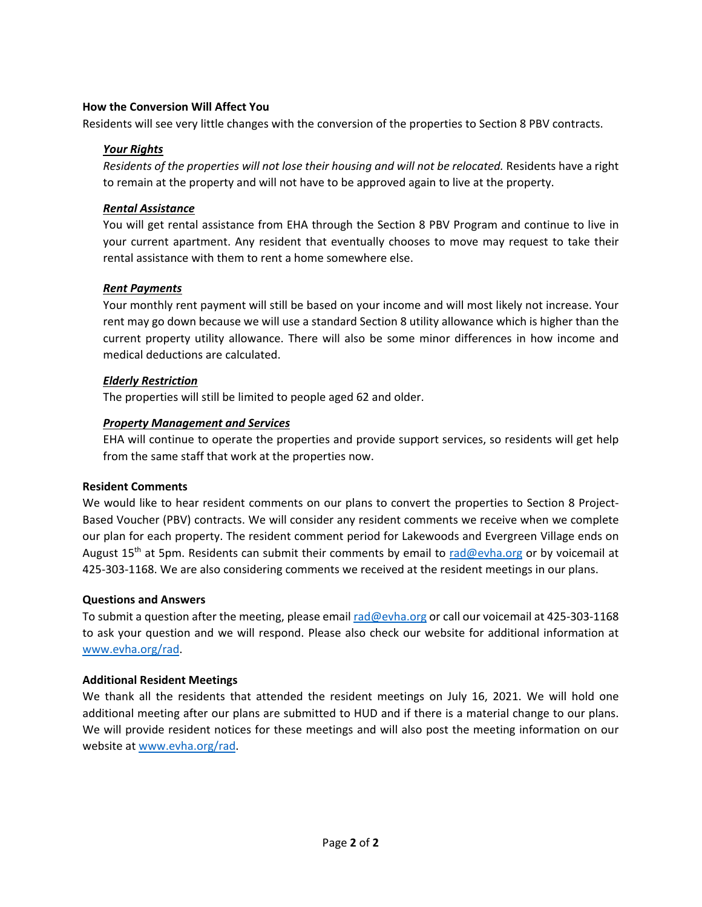**How the Conversion Will Affect You**

Residents will see very little changes with the conversion of the properties to Section 8 PBV contracts.

***Your Rights***

*Residents of the properties will not lose their housing and will not be relocated.* Residents have a right to remain at the property and will not have to be approved again to live at the property.

***Rental Assistance***

You will get rental assistance from EHA through the Section 8 PBV Program and continue to live in your current apartment. Any resident that eventually chooses to move may request to take their rental assistance with them to rent a home somewhere else.

***Rent Payments***

Your monthly rent payment will still be based on your income and will most likely not increase. Your rent may go down because we will use a standard Section 8 utility allowance which is higher than the current property utility allowance. There will also be some minor differences in how income and medical deductions are calculated.

***Elderly Restriction***

The properties will still be limited to people aged 62 and older.

***Property Management and Services***

EHA will continue to operate the properties and provide support services, so residents will get help from the same staff that work at the properties now.

**Resident Comments**

We would like to hear resident comments on our plans to convert the properties to Section 8 Project-Based Voucher (PBV) contracts. We will consider any resident comments we receive when we complete our plan for each property. The resident comment period for Lakewoods and Evergreen Village ends on August 15th at 5pm. Residents can submit their comments by email to rad@evha.org or by voicemail at 425-303-1168. We are also considering comments we received at the resident meetings in our plans.

**Questions and Answers**

To submit a question after the meeting, please email rad@evha.org or call our voicemail at 425-303-1168 to ask your question and we will respond. Please also check our website for additional information at www.evha.org/rad.

**Additional Resident Meetings**

We thank all the residents that attended the resident meetings on July 16, 2021. We will hold one additional meeting after our plans are submitted to HUD and if there is a material change to our plans. We will provide resident notices for these meetings and will also post the meeting information on our website at www.evha.org/rad.